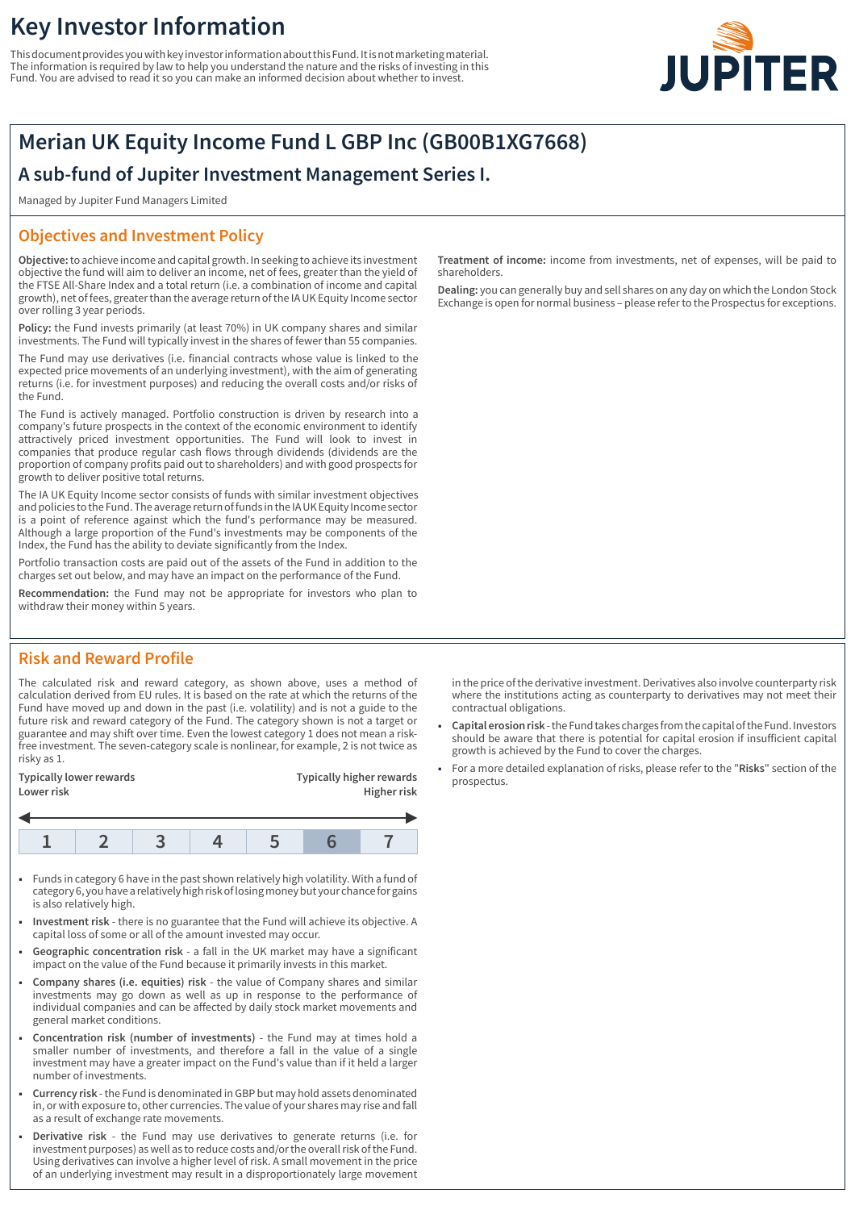# Key Investor Information

This document provides you with key investor information about this Fund. It is not marketing material. The information is required by law to help you understand the nature and the risks of investing in this Fund. You are advised to read it so you can make an informed decision about whether to invest.

## Merian UK Equity Income Fund L GBP Inc (GB00B1XG7668)

### A sub-fund of Jupiter Investment Management Series I.

Managed by Jupiter Fund Managers Limited

## Objectives and Investment Policy

**Objective:** to achieve income and capital growth. In seeking to achieve its investment objective the fund will aim to deliver an income, net of fees, greater than the yield of the FTSE All-Share Index and a total return (i.e. a combination of income and capital growth), net of fees, greater than the average return of the IA UK Equity Income sector over rolling 3 year periods.

**Policy:** the Fund invests primarily (at least 70%) in UK company shares and similar investments. The Fund will typically invest in the shares of fewer than 55 companies.

The Fund may use derivatives (i.e. financial contracts whose value is linked to the expected price movements of an underlying investment), with the aim of generating returns (i.e. for investment purposes) and reducing the overall costs and/or risks of the Fund.

The Fund is actively managed. Portfolio construction is driven by research into a company's future prospects in the context of the economic environment to identify attractively priced investment opportunities. The Fund will look to invest in companies that produce regular cash flows through dividends (dividends are the proportion of company profits paid out to shareholders) and with good prospects for growth to deliver positive total returns.

The IA UK Equity Income sector consists of funds with similar investment objectives and policies to the Fund. The average return of funds in the IA UK Equity Income sector is a point of reference against which the fund's performance may be measured. Although a large proportion of the Fund's investments may be components of the Index, the Fund has the ability to deviate significantly from the Index.

Portfolio transaction costs are paid out of the assets of the Fund in addition to the charges set out below, and may have an impact on the performance of the Fund.

**Recommendation:** the Fund may not be appropriate for investors who plan to withdraw their money within 5 years.

**Treatment of income:** income from investments, net of expenses, will be paid to shareholders.

**Dealing:** you can generally buy and sell shares on any day on which the London Stock Exchange is open for normal business – please refer to the Prospectus for exceptions.

## Risk and Reward Profile

The calculated risk and reward category, as shown above, uses a method of calculation derived from EU rules. It is based on the rate at which the returns of the Fund have moved up and down in the past (i.e. volatility) and is not a guide to the future risk and reward category of the Fund. The category shown is not a target or guarantee and may shift over time. Even the lowest category 1 does not mean a risk-free investment. The seven-category scale is nonlinear, for example, 2 is not twice as risky as 1.

| Typically lower rewards<br>Lower risk | | | | | | Typically higher rewards<br>Higher risk |
|---|---|---|---|---|---|---|
| 1 | 2 | 3 | 4 | 5 | **6** | 7 |

- Funds in category 6 have in the past shown relatively high volatility. With a fund of category 6, you have a relatively high risk of losing money but your chance for gains is also relatively high.
- **Investment risk** - there is no guarantee that the Fund will achieve its objective. A capital loss of some or all of the amount invested may occur.
- **Geographic concentration risk** - a fall in the UK market may have a significant impact on the value of the Fund because it primarily invests in this market.
- **Company shares (i.e. equities) risk** - the value of Company shares and similar investments may go down as well as up in response to the performance of individual companies and can be affected by daily stock market movements and general market conditions.
- **Concentration risk (number of investments)** - the Fund may at times hold a smaller number of investments, and therefore a fall in the value of a single investment may have a greater impact on the Fund's value than if it held a larger number of investments.
- **Currency risk** - the Fund is denominated in GBP but may hold assets denominated in, or with exposure to, other currencies. The value of your shares may rise and fall as a result of exchange rate movements.
- **Derivative risk** - the Fund may use derivatives to generate returns (i.e. for investment purposes) as well as to reduce costs and/or the overall risk of the Fund. Using derivatives can involve a higher level of risk. A small movement in the price of an underlying investment may result in a disproportionately large movement in the price of the derivative investment. Derivatives also involve counterparty risk where the institutions acting as counterparty to derivatives may not meet their contractual obligations.
- **Capital erosion risk** - the Fund takes charges from the capital of the Fund. Investors should be aware that there is potential for capital erosion if insufficient capital growth is achieved by the Fund to cover the charges.
- For a more detailed explanation of risks, please refer to the "**Risks**" section of the prospectus.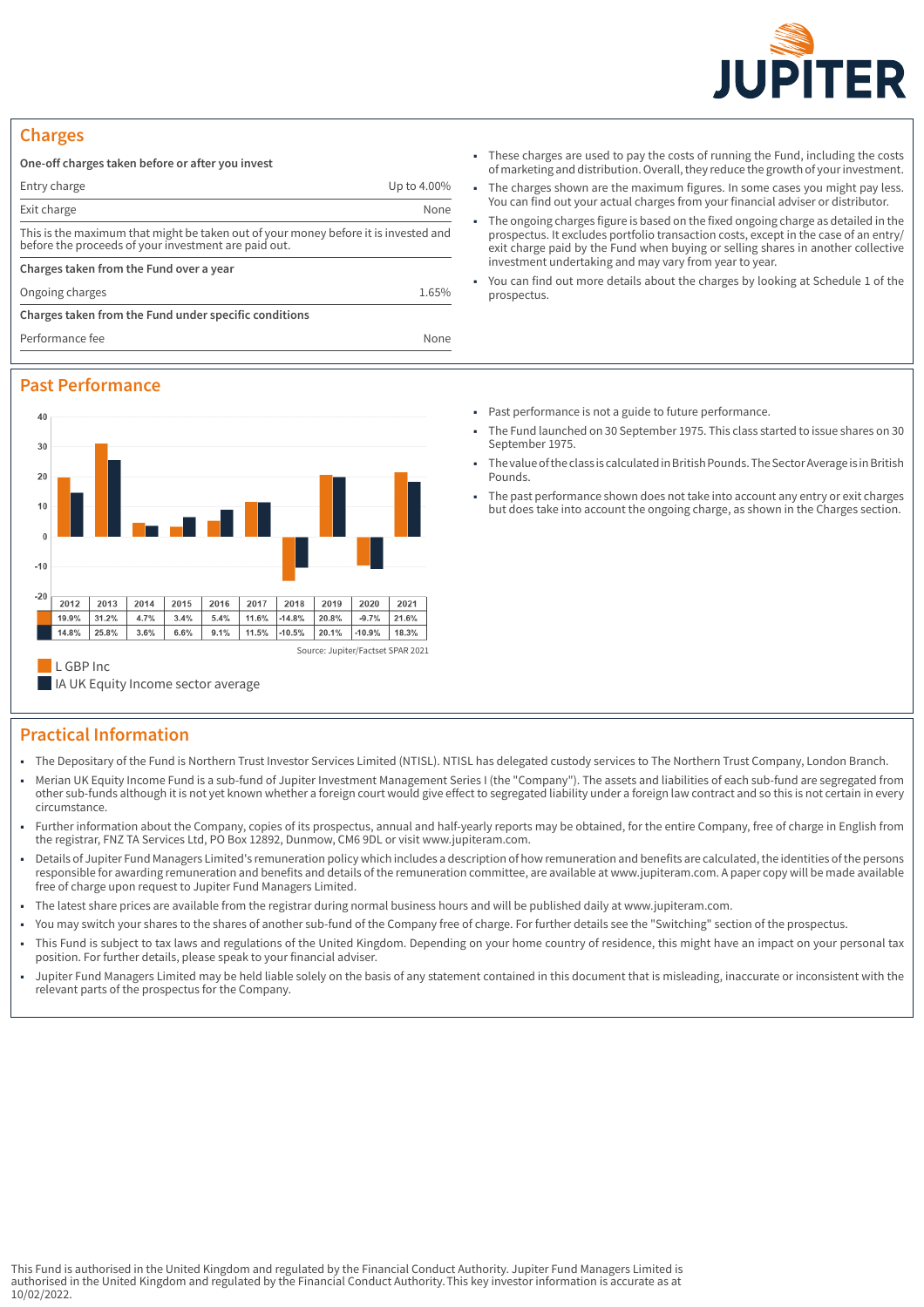## Charges

| One-off charges taken before or after you invest | |
|---|---|
| Entry charge | Up to 4.00% |
| Exit charge | None |

This is the maximum that might be taken out of your money before it is invested and before the proceeds of your investment are paid out.

| Charges taken from the Fund over a year | |
|---|---|
| Ongoing charges | 1.65% |

| Charges taken from the Fund under specific conditions | |
|---|---|
| Performance fee | None |

- These charges are used to pay the costs of running the Fund, including the costs of marketing and distribution. Overall, they reduce the growth of your investment.
- The charges shown are the maximum figures. In some cases you might pay less. You can find out your actual charges from your financial adviser or distributor.
- The ongoing charges figure is based on the fixed ongoing charge as detailed in the prospectus. It excludes portfolio transaction costs, except in the case of an entry/exit charge paid by the Fund when buying or selling shares in another collective investment undertaking and may vary from year to year.
- You can find out more details about the charges by looking at Schedule 1 of the prospectus.

## Past Performance

40
30
20
10
0
-10
-20

2012 2013 2014 2015 2016 2017 2018 2019 2020 2021
19.9% 31.2% 4.7% 3.4% 5.4% 11.6% -14.8% 20.8% -9.7% 21.6%
14.8% 25.8% 3.6% 6.6% 9.1% 11.5% -10.5% 20.1% -10.9% 18.3%

Source: Jupiter/Factset SPAR 2021

L GBP Inc
IA UK Equity Income sector average

- Past performance is not a guide to future performance.
- The Fund launched on 30 September 1975. This class started to issue shares on 30 September 1975.
- The value of the class is calculated in British Pounds. The Sector Average is in British Pounds.
- The past performance shown does not take into account any entry or exit charges but does take into account the ongoing charge, as shown in the Charges section.

## Practical Information

- The Depositary of the Fund is Northern Trust Investor Services Limited (NTISL). NTISL has delegated custody services to The Northern Trust Company, London Branch.
- Merian UK Equity Income Fund is a sub-fund of Jupiter Investment Management Series I (the "Company"). The assets and liabilities of each sub-fund are segregated from other sub-funds although it is not yet known whether a foreign court would give effect to segregated liability under a foreign law contract and so this is not certain in every circumstance.
- Further information about the Company, copies of its prospectus, annual and half-yearly reports may be obtained, for the entire Company, free of charge in English from the registrar, FNZ TA Services Ltd, PO Box 12892, Dunmow, CM6 9DL or visit www.jupiteram.com.
- Details of Jupiter Fund Managers Limited's remuneration policy which includes a description of how remuneration and benefits are calculated, the identities of the persons responsible for awarding remuneration and benefits and details of the remuneration committee, are available at www.jupiteram.com. A paper copy will be made available free of charge upon request to Jupiter Fund Managers Limited.
- The latest share prices are available from the registrar during normal business hours and will be published daily at www.jupiteram.com.
- You may switch your shares to the shares of another sub-fund of the Company free of charge. For further details see the "Switching" section of the prospectus.
- This Fund is subject to tax laws and regulations of the United Kingdom. Depending on your home country of residence, this might have an impact on your personal tax position. For further details, please speak to your financial adviser.
- Jupiter Fund Managers Limited may be held liable solely on the basis of any statement contained in this document that is misleading, inaccurate or inconsistent with the relevant parts of the prospectus for the Company.

This Fund is authorised in the United Kingdom and regulated by the Financial Conduct Authority. Jupiter Fund Managers Limited is authorised in the United Kingdom and regulated by the Financial Conduct Authority. This key investor information is accurate as at 10/02/2022.